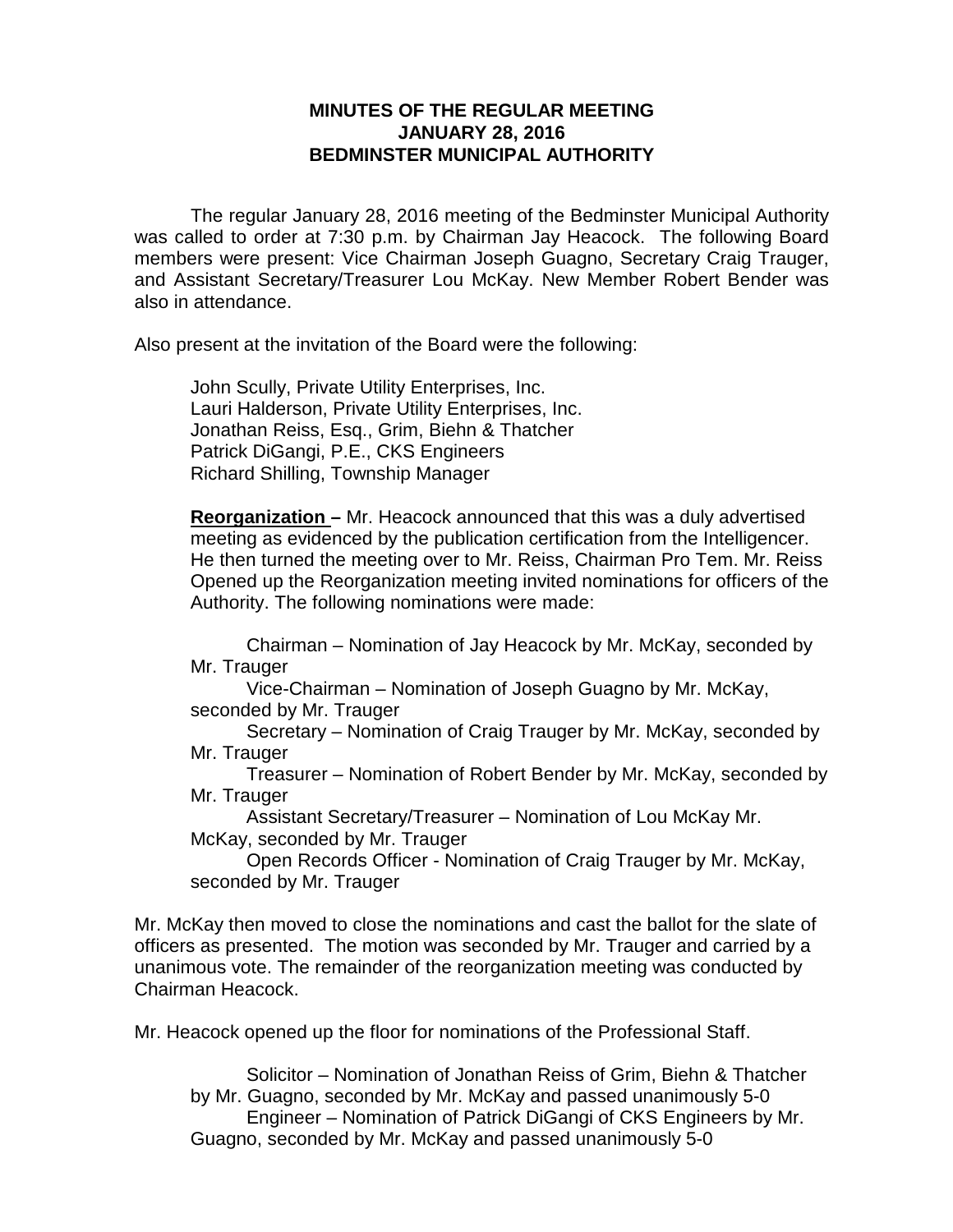**MINUTES OF THE REGULAR MEETING**
**JANUARY 28, 2016**
**BEDMINSTER MUNICIPAL AUTHORITY**

The regular January 28, 2016 meeting of the Bedminster Municipal Authority was called to order at 7:30 p.m. by Chairman Jay Heacock. The following Board members were present: Vice Chairman Joseph Guagno, Secretary Craig Trauger, and Assistant Secretary/Treasurer Lou McKay. New Member Robert Bender was also in attendance.

Also present at the invitation of the Board were the following:

John Scully, Private Utility Enterprises, Inc.
Lauri Halderson, Private Utility Enterprises, Inc.
Jonathan Reiss, Esq., Grim, Biehn & Thatcher
Patrick DiGangi, P.E., CKS Engineers
Richard Shilling, Township Manager

**Reorganization –** Mr. Heacock announced that this was a duly advertised meeting as evidenced by the publication certification from the Intelligencer. He then turned the meeting over to Mr. Reiss, Chairman Pro Tem. Mr. Reiss Opened up the Reorganization meeting invited nominations for officers of the Authority. The following nominations were made:

Chairman – Nomination of Jay Heacock by Mr. McKay, seconded by Mr. Trauger
Vice-Chairman – Nomination of Joseph Guagno by Mr. McKay, seconded by Mr. Trauger
Secretary – Nomination of Craig Trauger by Mr. McKay, seconded by Mr. Trauger
Treasurer – Nomination of Robert Bender by Mr. McKay, seconded by Mr. Trauger
Assistant Secretary/Treasurer – Nomination of Lou McKay Mr. McKay, seconded by Mr. Trauger
Open Records Officer - Nomination of Craig Trauger by Mr. McKay, seconded by Mr. Trauger

Mr. McKay then moved to close the nominations and cast the ballot for the slate of officers as presented. The motion was seconded by Mr. Trauger and carried by a unanimous vote. The remainder of the reorganization meeting was conducted by Chairman Heacock.

Mr. Heacock opened up the floor for nominations of the Professional Staff.

Solicitor – Nomination of Jonathan Reiss of Grim, Biehn & Thatcher by Mr. Guagno, seconded by Mr. McKay and passed unanimously 5-0
Engineer – Nomination of Patrick DiGangi of CKS Engineers by Mr. Guagno, seconded by Mr. McKay and passed unanimously 5-0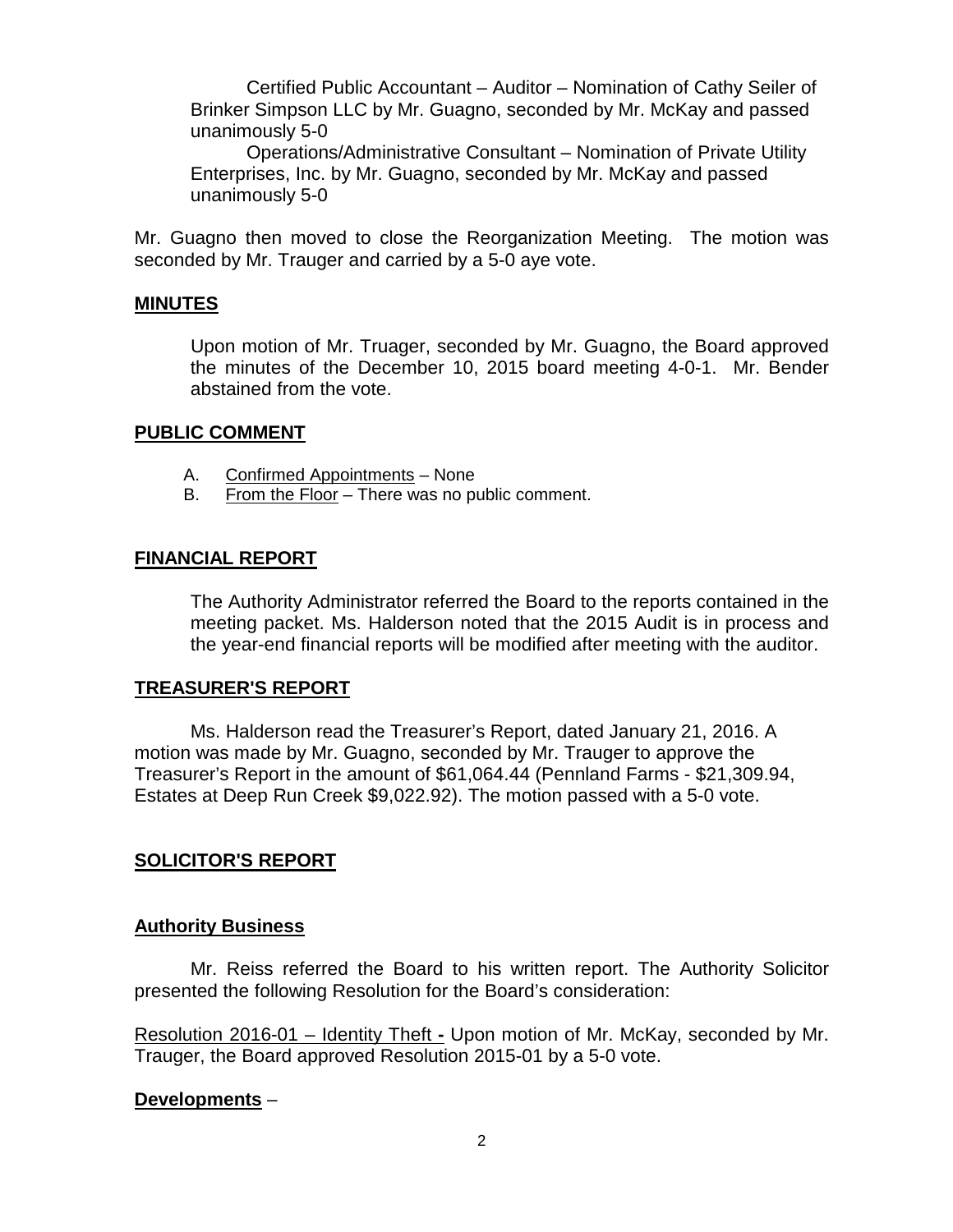Certified Public Accountant – Auditor – Nomination of Cathy Seiler of Brinker Simpson LLC by Mr. Guagno, seconded by Mr. McKay and passed unanimously 5-0

Operations/Administrative Consultant – Nomination of Private Utility Enterprises, Inc. by Mr. Guagno, seconded by Mr. McKay and passed unanimously 5-0

Mr. Guagno then moved to close the Reorganization Meeting. The motion was seconded by Mr. Trauger and carried by a 5-0 aye vote.

## MINUTES

Upon motion of Mr. Truager, seconded by Mr. Guagno, the Board approved the minutes of the December 10, 2015 board meeting 4-0-1. Mr. Bender abstained from the vote.

## PUBLIC COMMENT

A. Confirmed Appointments – None
B. From the Floor – There was no public comment.

## FINANCIAL REPORT

The Authority Administrator referred the Board to the reports contained in the meeting packet. Ms. Halderson noted that the 2015 Audit is in process and the year-end financial reports will be modified after meeting with the auditor.

## TREASURER'S REPORT

Ms. Halderson read the Treasurer's Report, dated January 21, 2016. A motion was made by Mr. Guagno, seconded by Mr. Trauger to approve the Treasurer's Report in the amount of $61,064.44 (Pennland Farms - $21,309.94, Estates at Deep Run Creek $9,022.92). The motion passed with a 5-0 vote.

## SOLICITOR'S REPORT

### Authority Business

Mr. Reiss referred the Board to his written report. The Authority Solicitor presented the following Resolution for the Board's consideration:

Resolution 2016-01 – Identity Theft **-** Upon motion of Mr. McKay, seconded by Mr. Trauger, the Board approved Resolution 2015-01 by a 5-0 vote.

**Developments** –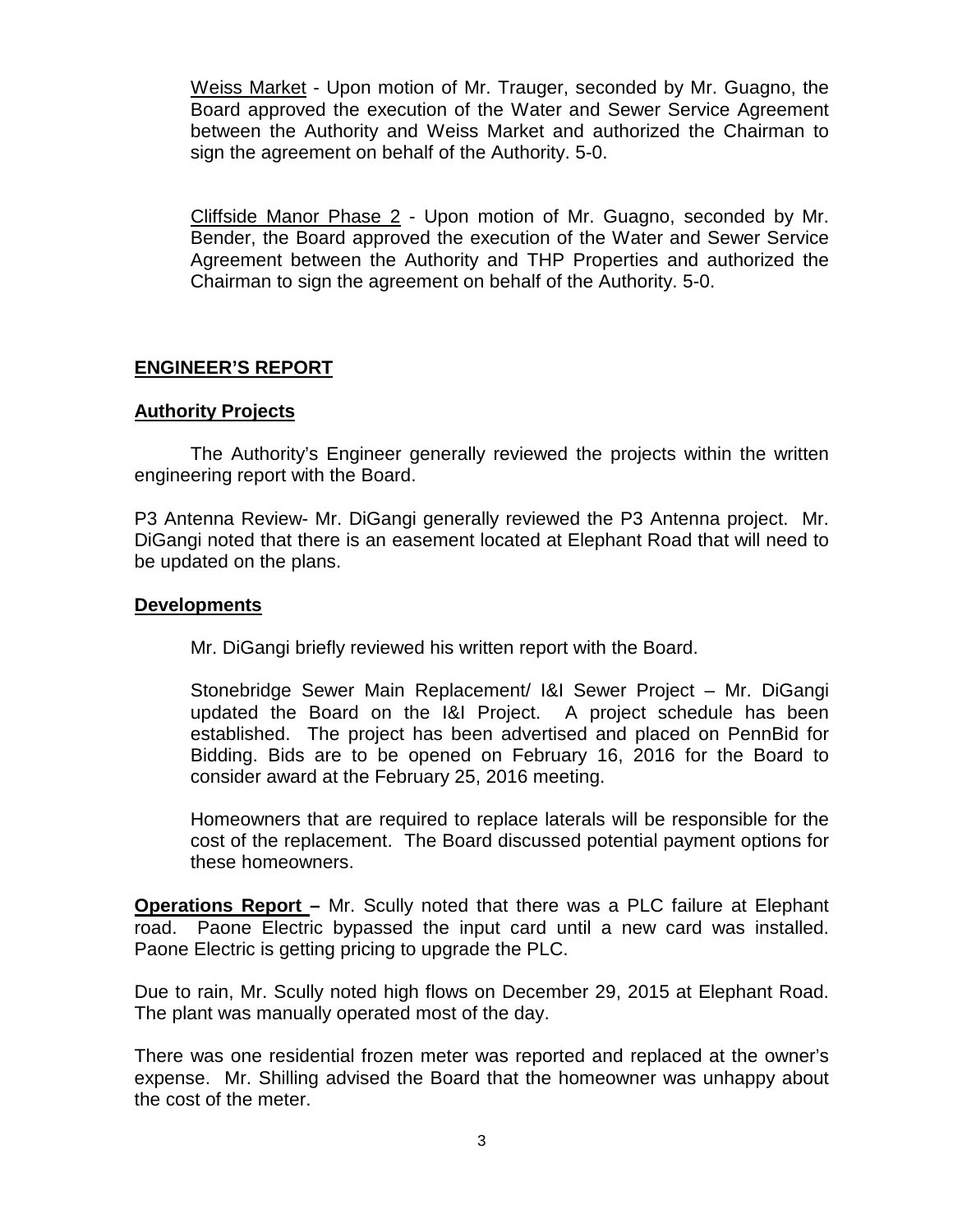<u>Weiss Market</u> - Upon motion of Mr. Trauger, seconded by Mr. Guagno, the Board approved the execution of the Water and Sewer Service Agreement between the Authority and Weiss Market and authorized the Chairman to sign the agreement on behalf of the Authority. 5-0.

<u>Cliffside Manor Phase 2</u> - Upon motion of Mr. Guagno, seconded by Mr. Bender, the Board approved the execution of the Water and Sewer Service Agreement between the Authority and THP Properties and authorized the Chairman to sign the agreement on behalf of the Authority. 5-0.

## **ENGINEER'S REPORT**

### **Authority Projects**

The Authority's Engineer generally reviewed the projects within the written engineering report with the Board.

P3 Antenna Review- Mr. DiGangi generally reviewed the P3 Antenna project. Mr. DiGangi noted that there is an easement located at Elephant Road that will need to be updated on the plans.

### **Developments**

Mr. DiGangi briefly reviewed his written report with the Board.

Stonebridge Sewer Main Replacement/ I&I Sewer Project – Mr. DiGangi updated the Board on the I&I Project. A project schedule has been established. The project has been advertised and placed on PennBid for Bidding. Bids are to be opened on February 16, 2016 for the Board to consider award at the February 25, 2016 meeting.

Homeowners that are required to replace laterals will be responsible for the cost of the replacement. The Board discussed potential payment options for these homeowners.

**Operations Report –** Mr. Scully noted that there was a PLC failure at Elephant road. Paone Electric bypassed the input card until a new card was installed. Paone Electric is getting pricing to upgrade the PLC.

Due to rain, Mr. Scully noted high flows on December 29, 2015 at Elephant Road. The plant was manually operated most of the day.

There was one residential frozen meter was reported and replaced at the owner's expense. Mr. Shilling advised the Board that the homeowner was unhappy about the cost of the meter.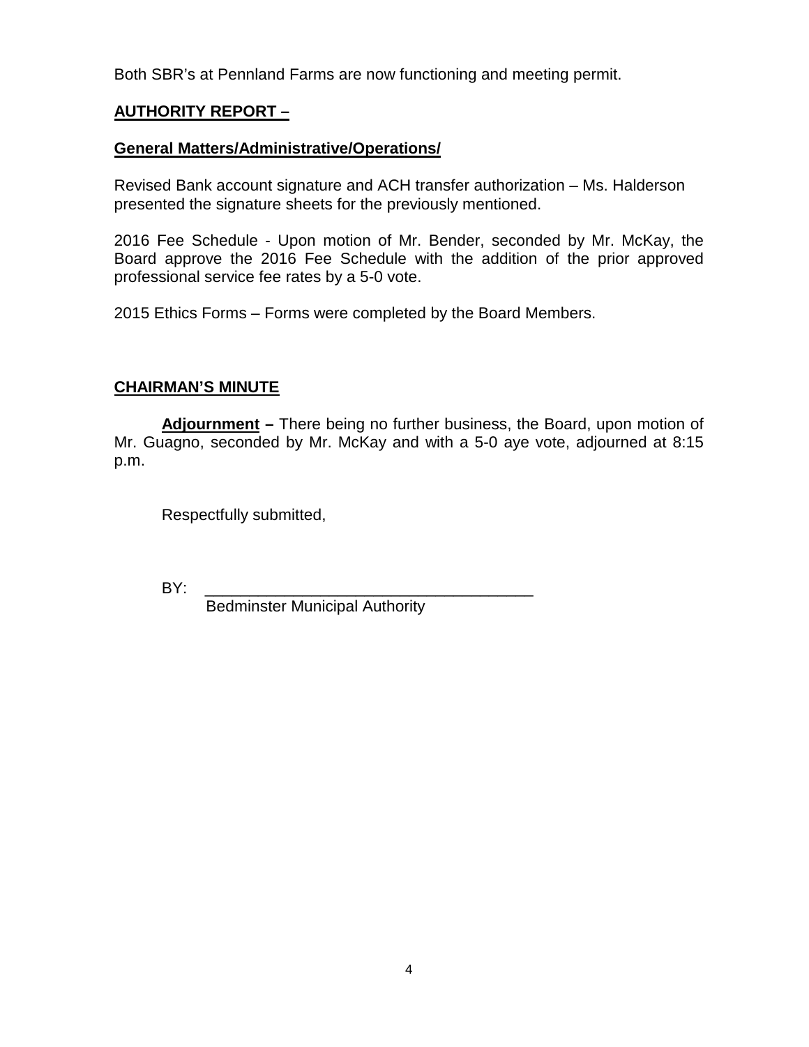Both SBR's at Pennland Farms are now functioning and meeting permit.

**AUTHORITY REPORT –**

**General Matters/Administrative/Operations/**

Revised Bank account signature and ACH transfer authorization – Ms. Halderson presented the signature sheets for the previously mentioned.

2016 Fee Schedule - Upon motion of Mr. Bender, seconded by Mr. McKay, the Board approve the 2016 Fee Schedule with the addition of the prior approved professional service fee rates by a 5-0 vote.

2015 Ethics Forms – Forms were completed by the Board Members.

**CHAIRMAN'S MINUTE**

**Adjournment –** There being no further business, the Board, upon motion of Mr. Guagno, seconded by Mr. McKay and with a 5-0 aye vote, adjourned at 8:15 p.m.

Respectfully submitted,

BY: ______________________________________
Bedminster Municipal Authority